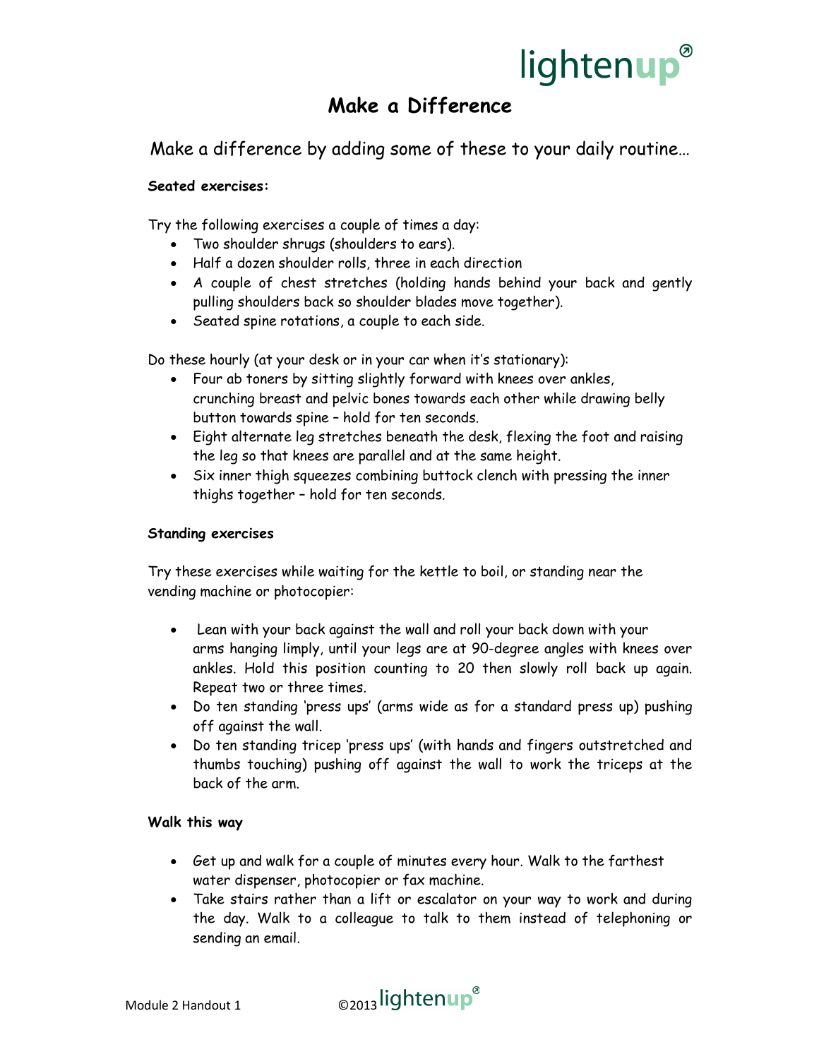# Make a Difference

Make a difference by adding some of these to your daily routine…

**Seated exercises:**

Try the following exercises a couple of times a day:

- Two shoulder shrugs (shoulders to ears).
- Half a dozen shoulder rolls, three in each direction
- A couple of chest stretches (holding hands behind your back and gently pulling shoulders back so shoulder blades move together).
- Seated spine rotations, a couple to each side.

Do these hourly (at your desk or in your car when it's stationary):

- Four ab toners by sitting slightly forward with knees over ankles, crunching breast and pelvic bones towards each other while drawing belly button towards spine – hold for ten seconds.
- Eight alternate leg stretches beneath the desk, flexing the foot and raising the leg so that knees are parallel and at the same height.
- Six inner thigh squeezes combining buttock clench with pressing the inner thighs together – hold for ten seconds.

**Standing exercises**

Try these exercises while waiting for the kettle to boil, or standing near the vending machine or photocopier:

- Lean with your back against the wall and roll your back down with your arms hanging limply, until your legs are at 90-degree angles with knees over ankles. Hold this position counting to 20 then slowly roll back up again. Repeat two or three times.
- Do ten standing 'press ups' (arms wide as for a standard press up) pushing off against the wall.
- Do ten standing tricep 'press ups' (with hands and fingers outstretched and thumbs touching) pushing off against the wall to work the triceps at the back of the arm.

**Walk this way**

- Get up and walk for a couple of minutes every hour. Walk to the farthest water dispenser, photocopier or fax machine.
- Take stairs rather than a lift or escalator on your way to work and during the day. Walk to a colleague to talk to them instead of telephoning or sending an email.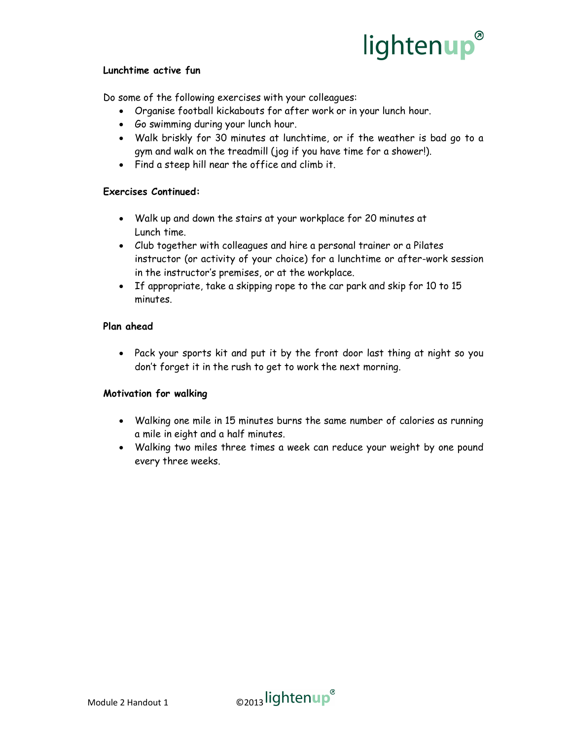**Lunchtime active fun**

Do some of the following exercises with your colleagues:

- Organise football kickabouts for after work or in your lunch hour.
- Go swimming during your lunch hour.
- Walk briskly for 30 minutes at lunchtime, or if the weather is bad go to a gym and walk on the treadmill (jog if you have time for a shower!).
- Find a steep hill near the office and climb it.

**Exercises Continued:**

- Walk up and down the stairs at your workplace for 20 minutes at Lunch time.
- Club together with colleagues and hire a personal trainer or a Pilates instructor (or activity of your choice) for a lunchtime or after-work session in the instructor's premises, or at the workplace.
- If appropriate, take a skipping rope to the car park and skip for 10 to 15 minutes.

**Plan ahead**

- Pack your sports kit and put it by the front door last thing at night so you don't forget it in the rush to get to work the next morning.

**Motivation for walking**

- Walking one mile in 15 minutes burns the same number of calories as running a mile in eight and a half minutes.
- Walking two miles three times a week can reduce your weight by one pound every three weeks.